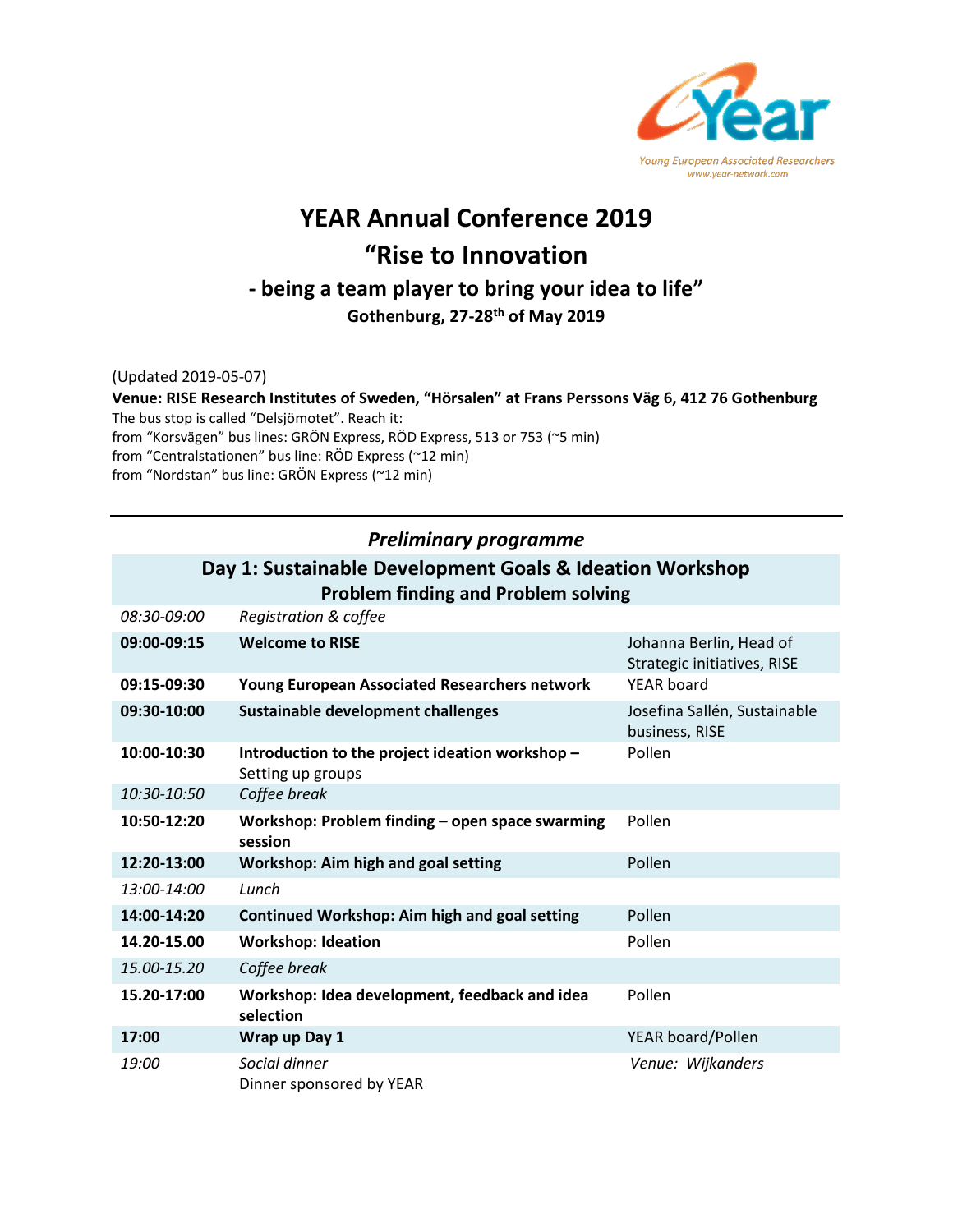Young European Associated Researchers
www.year-network.com

# YEAR Annual Conference 2019

# “Rise to Innovation

## - being a team player to bring your idea to life”

**Gothenburg, 27-28th of May 2019**

(Updated 2019-05-07)

**Venue: RISE Research Institutes of Sweden, “Hörsalen” at Frans Perssons Väg 6, 412 76 Gothenburg**

The bus stop is called “Delsjömotet”. Reach it:
from “Korsvägen” bus lines: GRÖN Express, RÖD Express, 513 or 753 (~5 min)
from “Centralstationen” bus line: RÖD Express (~12 min)
from “Nordstan” bus line: GRÖN Express (~12 min)

---

## *Preliminary programme*

### Day 1: Sustainable Development Goals & Ideation Workshop
### Problem finding and Problem solving

| | | |
|---|---|---|
| *08:30-09:00* | *Registration & coffee* | |
| **09:00-09:15** | **Welcome to RISE** | Johanna Berlin, Head of Strategic initiatives, RISE |
| **09:15-09:30** | **Young European Associated Researchers network** | YEAR board |
| **09:30-10:00** | **Sustainable development challenges** | Josefina Sallén, Sustainable business, RISE |
| **10:00-10:30** | **Introduction to the project ideation workshop –** Setting up groups | Pollen |
| *10:30-10:50* | *Coffee break* | |
| **10:50-12:20** | **Workshop: Problem finding – open space swarming session** | Pollen |
| **12:20-13:00** | **Workshop: Aim high and goal setting** | Pollen |
| *13:00-14:00* | *Lunch* | |
| **14:00-14:20** | **Continued Workshop: Aim high and goal setting** | Pollen |
| **14.20-15.00** | **Workshop: Ideation** | Pollen |
| *15.00-15.20* | *Coffee break* | |
| **15.20-17:00** | **Workshop: Idea development, feedback and idea selection** | Pollen |
| **17:00** | **Wrap up Day 1** | YEAR board/Pollen |
| *19:00* | *Social dinner* Dinner sponsored by YEAR | *Venue: Wijkanders* |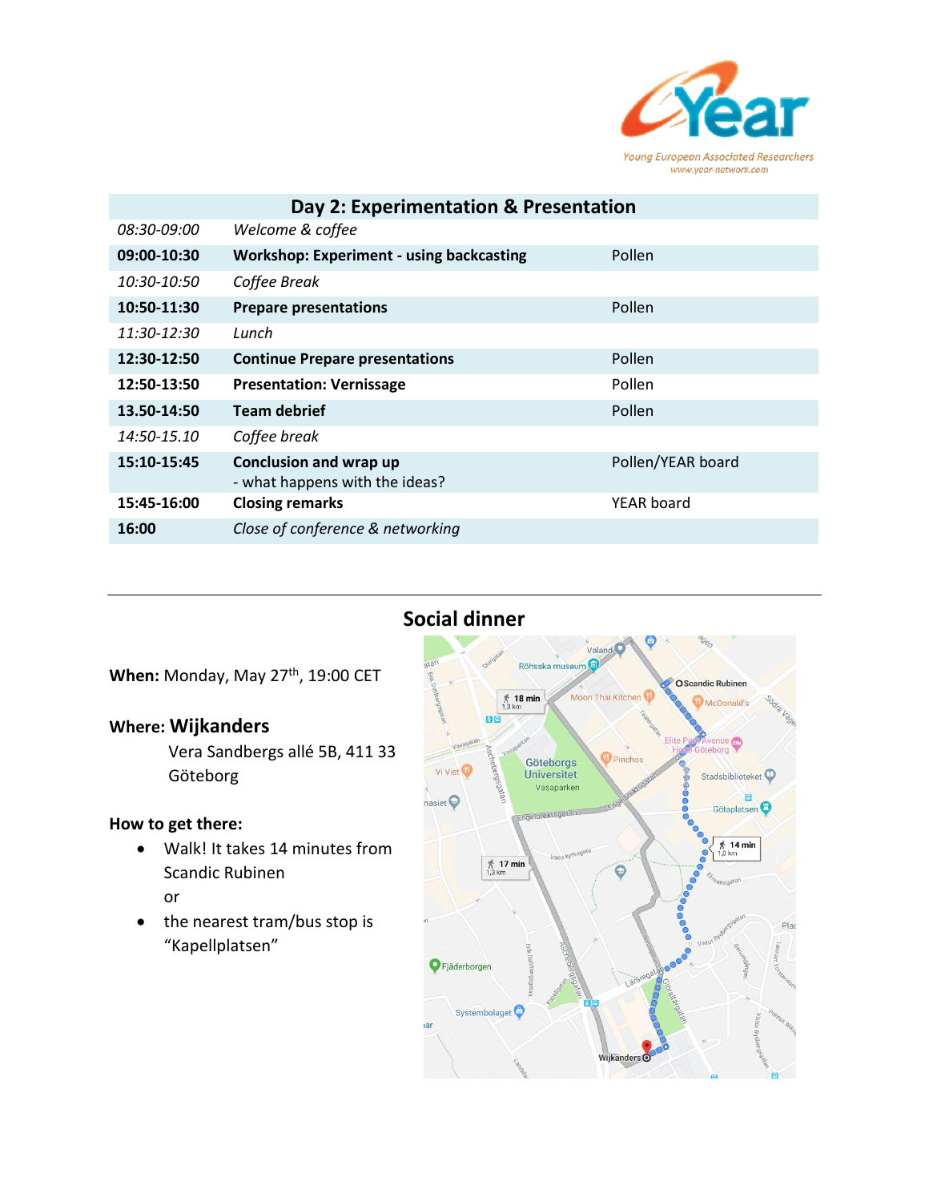| Day 2: Experimentation & Presentation | | |
|---|---|---|
| *08:30-09:00* | *Welcome & coffee* | |
| **09:00-10:30** | **Workshop: Experiment - using backcasting** | Pollen |
| *10:30-10:50* | *Coffee Break* | |
| **10:50-11:30** | **Prepare presentations** | Pollen |
| *11:30-12:30* | *Lunch* | |
| **12:30-12:50** | **Continue Prepare presentations** | Pollen |
| **12:50-13:50** | **Presentation: Vernissage** | Pollen |
| **13.50-14:50** | **Team debrief** | Pollen |
| *14:50-15.10* | *Coffee break* | |
| **15:10-15:45** | **Conclusion and wrap up** - what happens with the ideas? | Pollen/YEAR board |
| **15:45-16:00** | **Closing remarks** | YEAR board |
| **16:00** | *Close of conference & networking* | |

## Social dinner

**When:** Monday, May 27th, 19:00 CET

**Where: Wijkanders**

Vera Sandbergs allé 5B, 411 33 Göteborg

**How to get there:**

- Walk! It takes 14 minutes from Scandic Rubinen

  or
- the nearest tram/bus stop is "Kapellplatsen"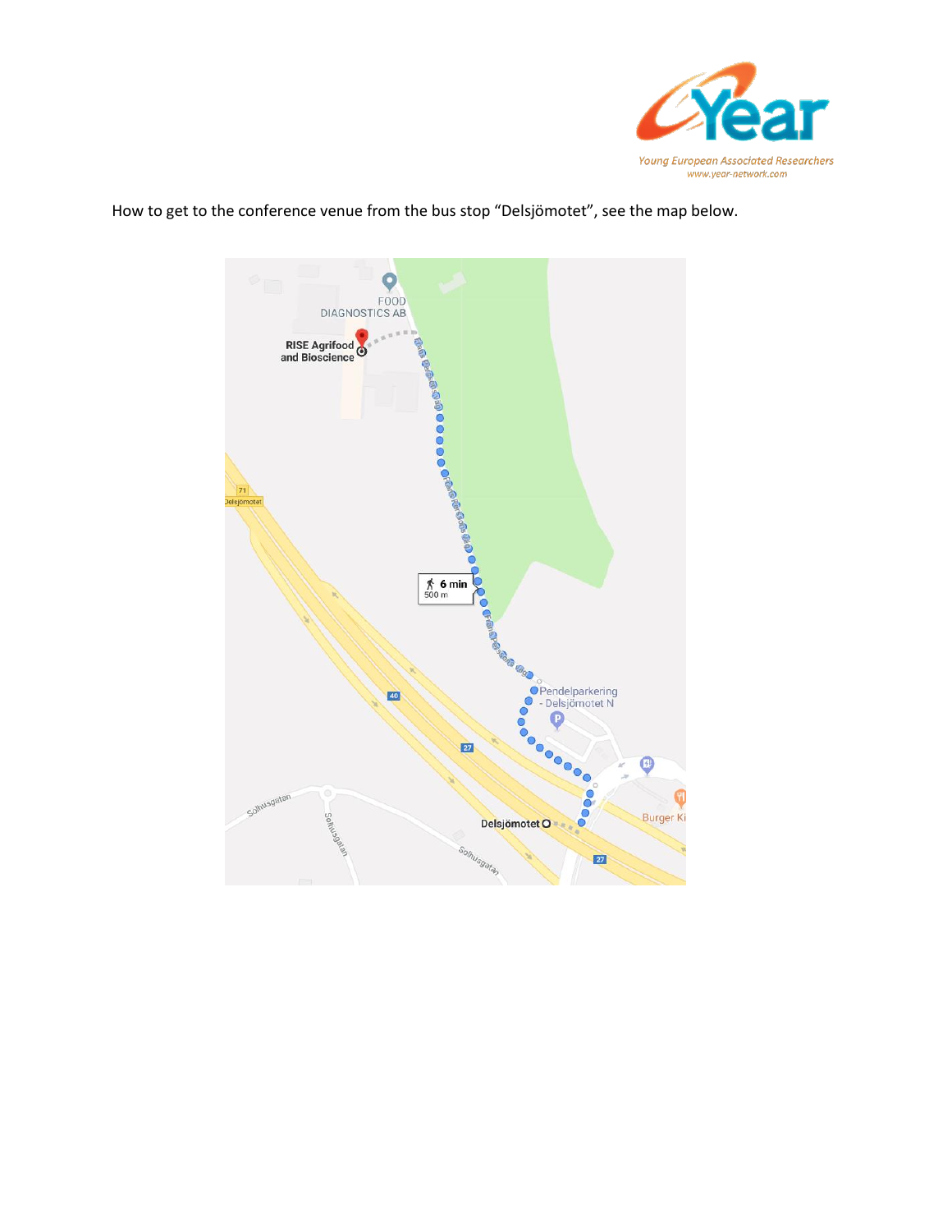How to get to the conference venue from the bus stop "Delsjömotet", see the map below.

FOOD DIAGNOSTICS AB

RISE Agrifood and Bioscience

71

Delsjömotet

6 min

500 m

Pendelparkering - Delsjömotet N

40

27

Solhusgatan

Solhusgatan

Solhusgatan

Delsjömotet

Burger Ki

27